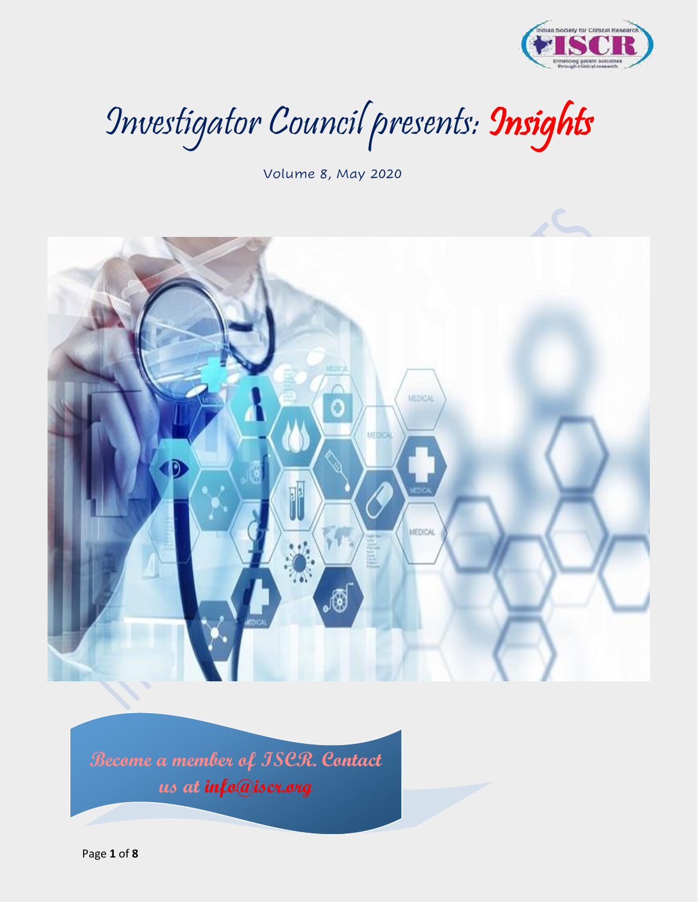# Investigator Council presents: Insights

Volume 8, May 2020

**Become a member of ISCR. Contact us at info@iscr.org**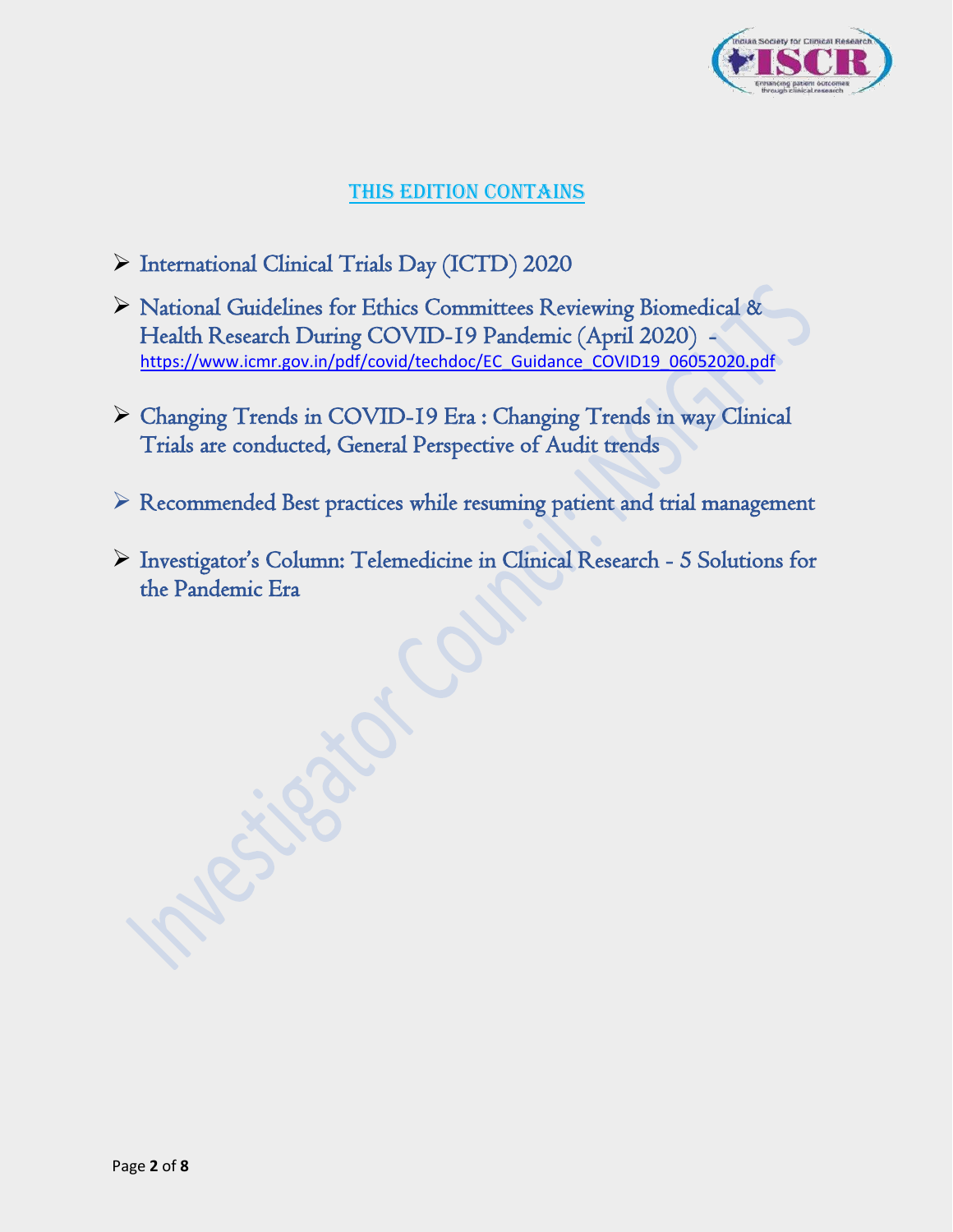## THIS EDITION CONTAINS

- International Clinical Trials Day (ICTD) 2020
- National Guidelines for Ethics Committees Reviewing Biomedical & Health Research During COVID-19 Pandemic (April 2020) - https://www.icmr.gov.in/pdf/covid/techdoc/EC_Guidance_COVID19_06052020.pdf
- Changing Trends in COVID-19 Era : Changing Trends in way Clinical Trials are conducted, General Perspective of Audit trends
- Recommended Best practices while resuming patient and trial management
- Investigator's Column: Telemedicine in Clinical Research - 5 Solutions for the Pandemic Era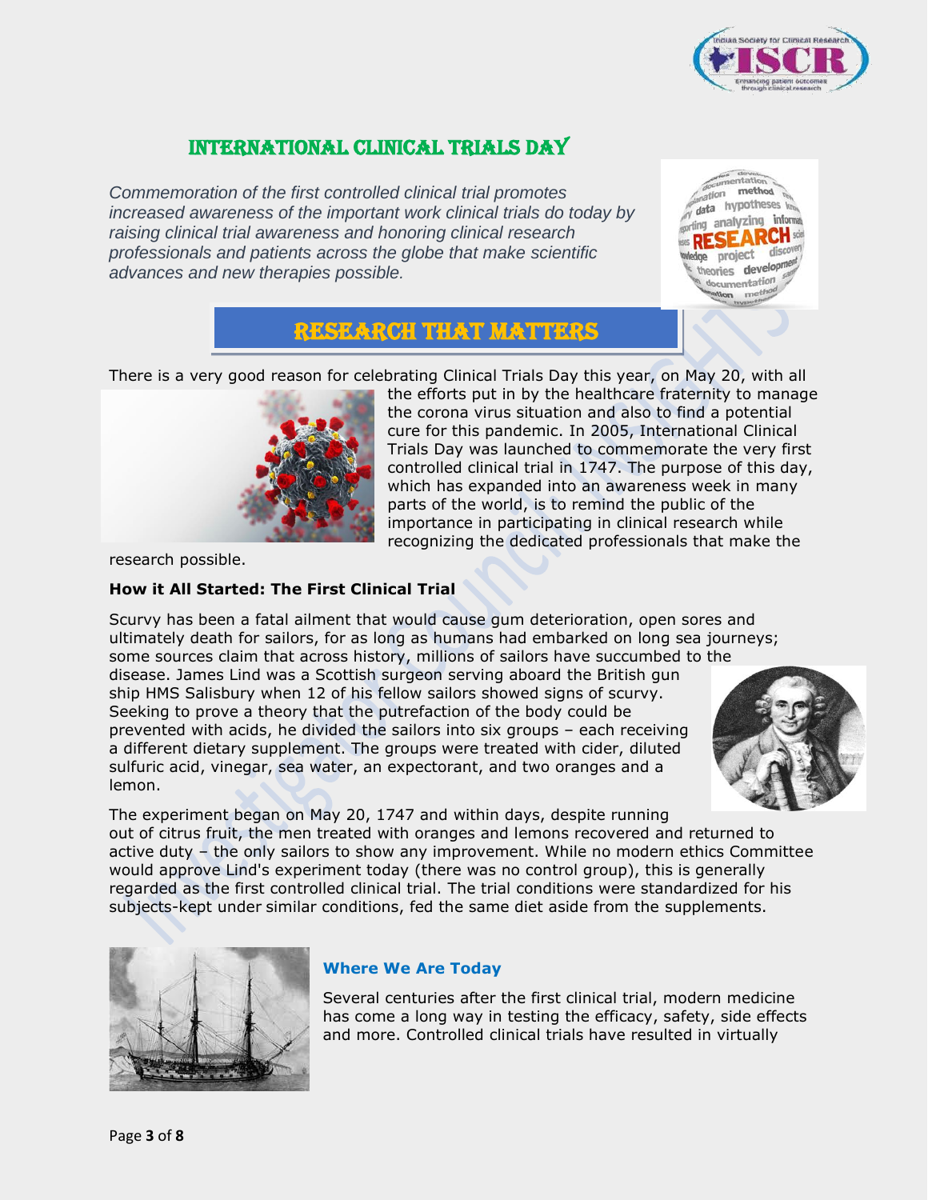# INTERNATIONAL CLINICAL TRIALS DAY

*Commemoration of the first controlled clinical trial promotes increased awareness of the important work clinical trials do today by raising clinical trial awareness and honoring clinical research professionals and patients across the globe that make scientific advances and new therapies possible.*

## RESEARCH THAT MATTERS

There is a very good reason for celebrating Clinical Trials Day this year, on May 20, with all the efforts put in by the healthcare fraternity to manage the corona virus situation and also to find a potential cure for this pandemic. In 2005, International Clinical Trials Day was launched to commemorate the very first controlled clinical trial in 1747. The purpose of this day, which has expanded into an awareness week in many parts of the world, is to remind the public of the importance in participating in clinical research while recognizing the dedicated professionals that make the research possible.

**How it All Started: The First Clinical Trial**

Scurvy has been a fatal ailment that would cause gum deterioration, open sores and ultimately death for sailors, for as long as humans had embarked on long sea journeys; some sources claim that across history, millions of sailors have succumbed to the disease. James Lind was a Scottish surgeon serving aboard the British gun ship HMS Salisbury when 12 of his fellow sailors showed signs of scurvy. Seeking to prove a theory that the putrefaction of the body could be prevented with acids, he divided the sailors into six groups – each receiving a different dietary supplement. The groups were treated with cider, diluted sulfuric acid, vinegar, sea water, an expectorant, and two oranges and a lemon.

The experiment began on May 20, 1747 and within days, despite running out of citrus fruit, the men treated with oranges and lemons recovered and returned to active duty – the only sailors to show any improvement. While no modern ethics Committee would approve Lind's experiment today (there was no control group), this is generally regarded as the first controlled clinical trial. The trial conditions were standardized for his subjects-kept under similar conditions, fed the same diet aside from the supplements.

### Where We Are Today

Several centuries after the first clinical trial, modern medicine has come a long way in testing the efficacy, safety, side effects and more. Controlled clinical trials have resulted in virtually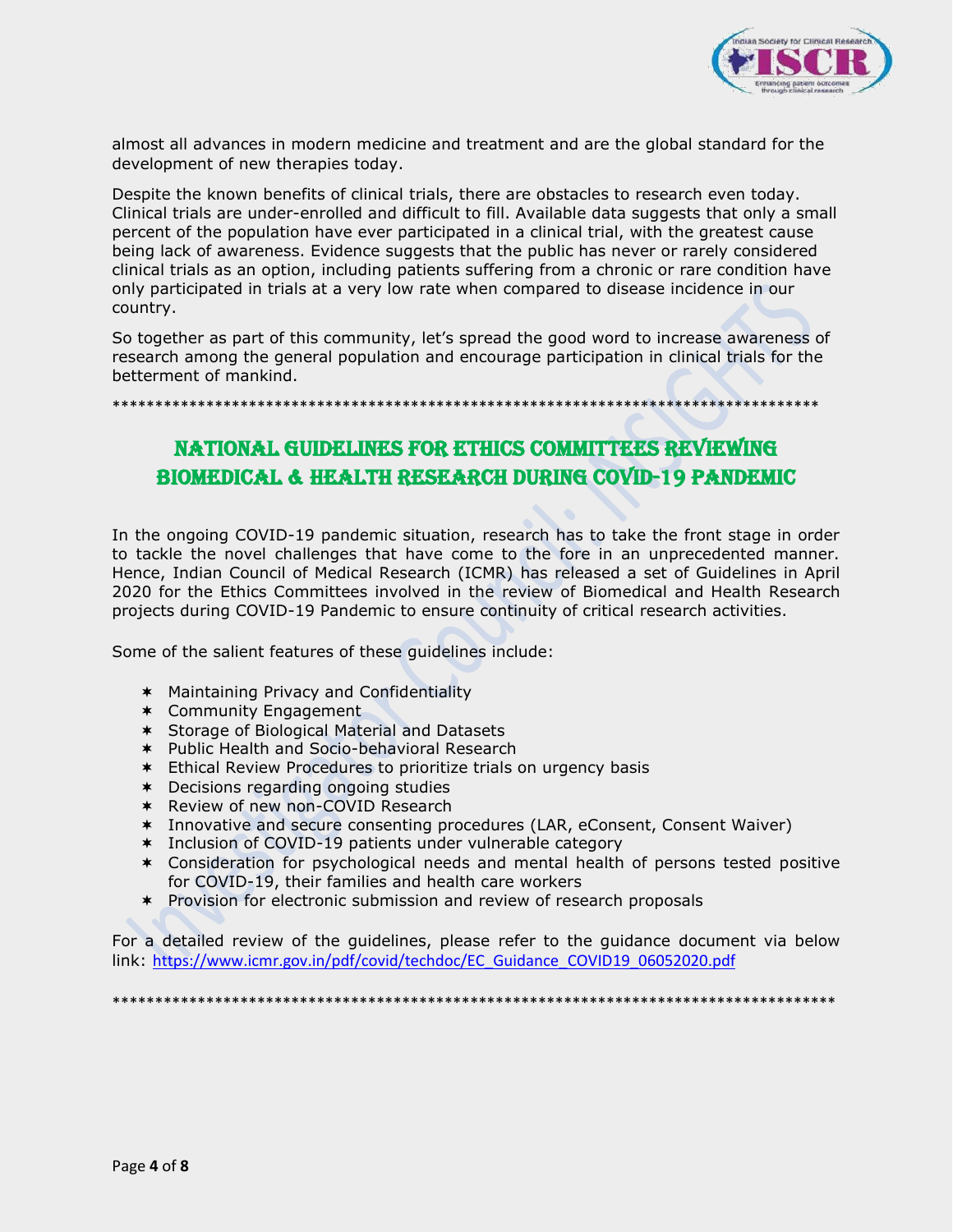almost all advances in modern medicine and treatment and are the global standard for the development of new therapies today.

Despite the known benefits of clinical trials, there are obstacles to research even today. Clinical trials are under-enrolled and difficult to fill. Available data suggests that only a small percent of the population have ever participated in a clinical trial, with the greatest cause being lack of awareness. Evidence suggests that the public has never or rarely considered clinical trials as an option, including patients suffering from a chronic or rare condition have only participated in trials at a very low rate when compared to disease incidence in our country.

So together as part of this community, let's spread the good word to increase awareness of research among the general population and encourage participation in clinical trials for the betterment of mankind.

\*\*\*\*\*\*\*\*\*\*\*\*\*\*\*\*\*\*\*\*\*\*\*\*\*\*\*\*\*\*\*\*\*\*\*\*\*\*\*\*\*\*\*\*\*\*\*\*\*\*\*\*\*\*\*\*\*\*\*\*\*\*\*\*\*\*\*\*\*\*\*\*\*\*\*\*\*\*\*\*\*\*\*\*\*\*\*

## NATIONAL GUIDELINES FOR ETHICS COMMITTEES REVIEWING BIOMEDICAL & HEALTH RESEARCH DURING COVID-19 PANDEMIC

In the ongoing COVID-19 pandemic situation, research has to take the front stage in order to tackle the novel challenges that have come to the fore in an unprecedented manner. Hence, Indian Council of Medical Research (ICMR) has released a set of Guidelines in April 2020 for the Ethics Committees involved in the review of Biomedical and Health Research projects during COVID-19 Pandemic to ensure continuity of critical research activities.

Some of the salient features of these guidelines include:

- Maintaining Privacy and Confidentiality
- Community Engagement
- Storage of Biological Material and Datasets
- Public Health and Socio-behavioral Research
- Ethical Review Procedures to prioritize trials on urgency basis
- Decisions regarding ongoing studies
- Review of new non-COVID Research
- Innovative and secure consenting procedures (LAR, eConsent, Consent Waiver)
- Inclusion of COVID-19 patients under vulnerable category
- Consideration for psychological needs and mental health of persons tested positive for COVID-19, their families and health care workers
- Provision for electronic submission and review of research proposals

For a detailed review of the guidelines, please refer to the guidance document via below link: https://www.icmr.gov.in/pdf/covid/techdoc/EC_Guidance_COVID19_06052020.pdf

\*\*\*\*\*\*\*\*\*\*\*\*\*\*\*\*\*\*\*\*\*\*\*\*\*\*\*\*\*\*\*\*\*\*\*\*\*\*\*\*\*\*\*\*\*\*\*\*\*\*\*\*\*\*\*\*\*\*\*\*\*\*\*\*\*\*\*\*\*\*\*\*\*\*\*\*\*\*\*\*\*\*\*\*\*\*\*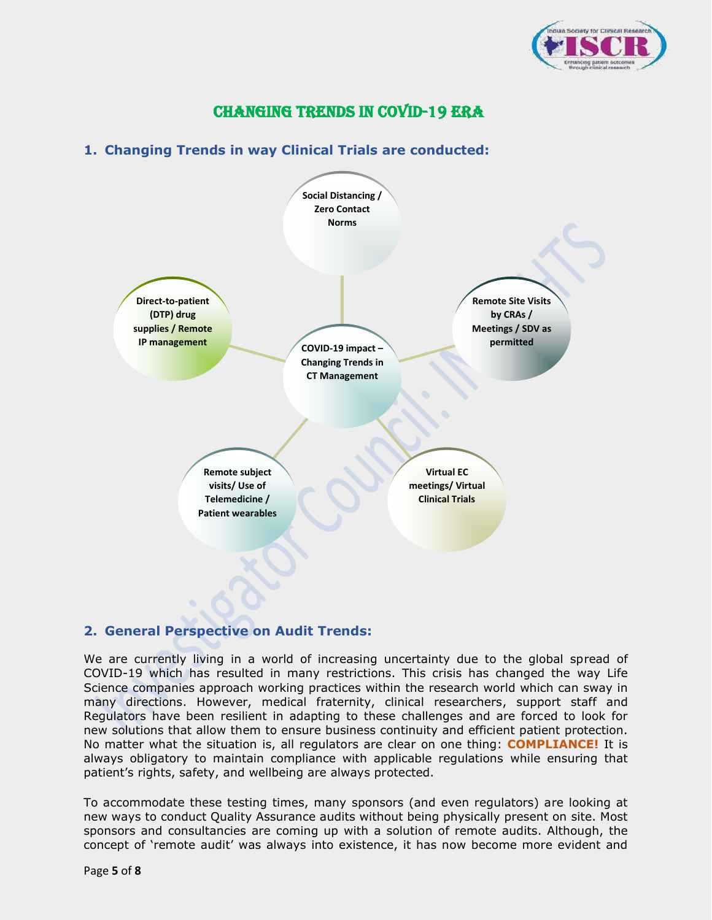# CHANGING TRENDS IN COVID-19 ERA

## 1. Changing Trends in way Clinical Trials are conducted:

- **COVID-19 impact – Changing Trends in CT Management**
  - Social Distancing / Zero Contact Norms
  - Remote Site Visits by CRAs / Meetings / SDV as permitted
  - Virtual EC meetings/ Virtual Clinical Trials
  - Remote subject visits/ Use of Telemedicine / Patient wearables
  - Direct-to-patient (DTP) drug supplies / Remote IP management

## 2. General Perspective on Audit Trends:

We are currently living in a world of increasing uncertainty due to the global spread of COVID-19 which has resulted in many restrictions. This crisis has changed the way Life Science companies approach working practices within the research world which can sway in many directions. However, medical fraternity, clinical researchers, support staff and Regulators have been resilient in adapting to these challenges and are forced to look for new solutions that allow them to ensure business continuity and efficient patient protection. No matter what the situation is, all regulators are clear on one thing: **COMPLIANCE!** It is always obligatory to maintain compliance with applicable regulations while ensuring that patient's rights, safety, and wellbeing are always protected.

To accommodate these testing times, many sponsors (and even regulators) are looking at new ways to conduct Quality Assurance audits without being physically present on site. Most sponsors and consultancies are coming up with a solution of remote audits. Although, the concept of 'remote audit' was always into existence, it has now become more evident and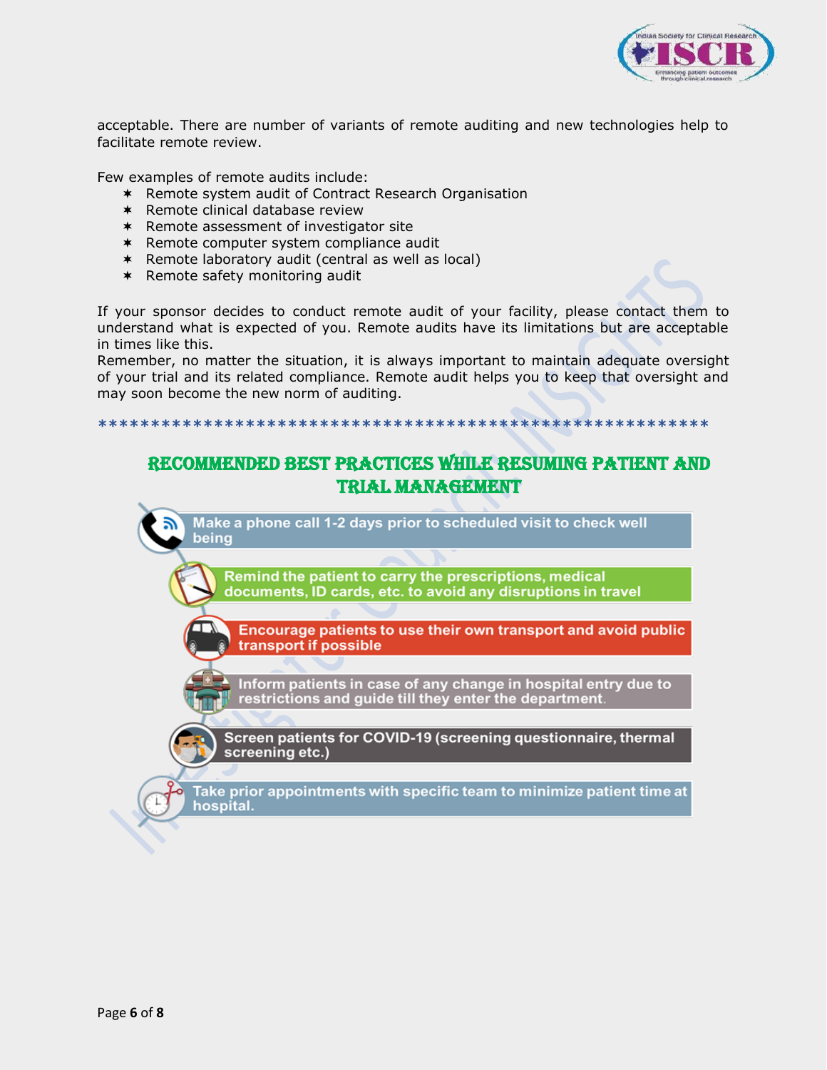acceptable. There are number of variants of remote auditing and new technologies help to facilitate remote review.

Few examples of remote audits include:

- Remote system audit of Contract Research Organisation
- Remote clinical database review
- Remote assessment of investigator site
- Remote computer system compliance audit
- Remote laboratory audit (central as well as local)
- Remote safety monitoring audit

If your sponsor decides to conduct remote audit of your facility, please contact them to understand what is expected of you. Remote audits have its limitations but are acceptable in times like this.

Remember, no matter the situation, it is always important to maintain adequate oversight of your trial and its related compliance. Remote audit helps you to keep that oversight and may soon become the new norm of auditing.

\*\*\*\*\*\*\*\*\*\*\*\*\*\*\*\*\*\*\*\*\*\*\*\*\*\*\*\*\*\*\*\*\*\*\*\*\*\*\*\*\*\*\*\*\*\*\*\*\*\*\*\*\*\*\*\*\*\*\*\*\*\*\*

## RECOMMENDED BEST PRACTICES WHILE RESUMING PATIENT AND TRIAL MANAGEMENT

- Make a phone call 1-2 days prior to scheduled visit to check well being
- Remind the patient to carry the prescriptions, medical documents, ID cards, etc. to avoid any disruptions in travel
- Encourage patients to use their own transport and avoid public transport if possible
- Inform patients in case of any change in hospital entry due to restrictions and guide till they enter the department.
- Screen patients for COVID-19 (screening questionnaire, thermal screening etc.)
- Take prior appointments with specific team to minimize patient time at hospital.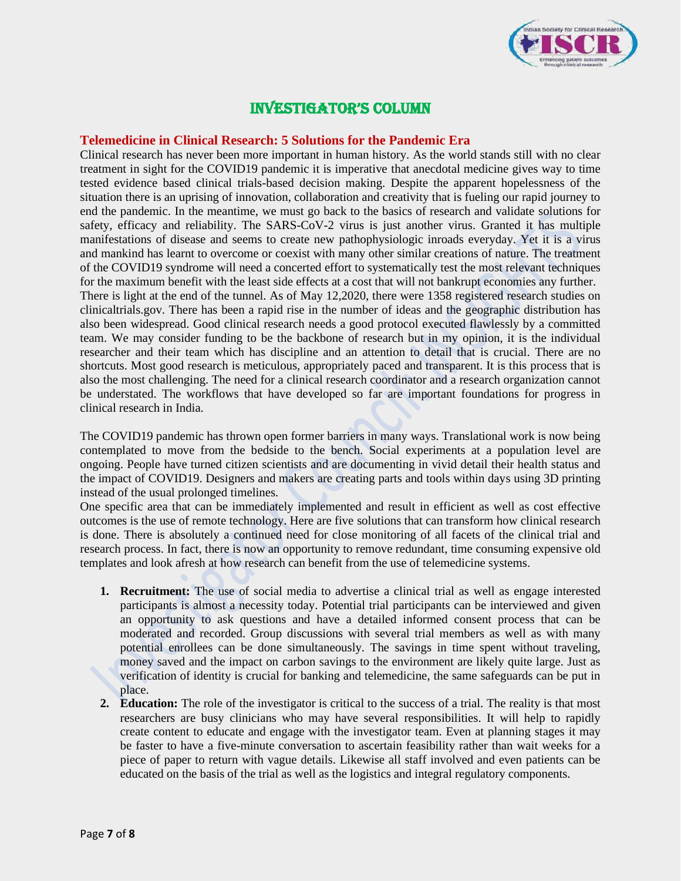# INVESTIGATOR'S COLUMN

## Telemedicine in Clinical Research: 5 Solutions for the Pandemic Era

Clinical research has never been more important in human history. As the world stands still with no clear treatment in sight for the COVID19 pandemic it is imperative that anecdotal medicine gives way to time tested evidence based clinical trials-based decision making. Despite the apparent hopelessness of the situation there is an uprising of innovation, collaboration and creativity that is fueling our rapid journey to end the pandemic. In the meantime, we must go back to the basics of research and validate solutions for safety, efficacy and reliability. The SARS-CoV-2 virus is just another virus. Granted it has multiple manifestations of disease and seems to create new pathophysiologic inroads everyday. Yet it is a virus and mankind has learnt to overcome or coexist with many other similar creations of nature. The treatment of the COVID19 syndrome will need a concerted effort to systematically test the most relevant techniques for the maximum benefit with the least side effects at a cost that will not bankrupt economies any further. There is light at the end of the tunnel. As of May 12,2020, there were 1358 registered research studies on clinicaltrials.gov. There has been a rapid rise in the number of ideas and the geographic distribution has also been widespread. Good clinical research needs a good protocol executed flawlessly by a committed team. We may consider funding to be the backbone of research but in my opinion, it is the individual researcher and their team which has discipline and an attention to detail that is crucial. There are no shortcuts. Most good research is meticulous, appropriately paced and transparent. It is this process that is also the most challenging. The need for a clinical research coordinator and a research organization cannot be understated. The workflows that have developed so far are important foundations for progress in clinical research in India.

The COVID19 pandemic has thrown open former barriers in many ways. Translational work is now being contemplated to move from the bedside to the bench. Social experiments at a population level are ongoing. People have turned citizen scientists and are documenting in vivid detail their health status and the impact of COVID19. Designers and makers are creating parts and tools within days using 3D printing instead of the usual prolonged timelines.

One specific area that can be immediately implemented and result in efficient as well as cost effective outcomes is the use of remote technology. Here are five solutions that can transform how clinical research is done. There is absolutely a continued need for close monitoring of all facets of the clinical trial and research process. In fact, there is now an opportunity to remove redundant, time consuming expensive old templates and look afresh at how research can benefit from the use of telemedicine systems.

1. **Recruitment:** The use of social media to advertise a clinical trial as well as engage interested participants is almost a necessity today. Potential trial participants can be interviewed and given an opportunity to ask questions and have a detailed informed consent process that can be moderated and recorded. Group discussions with several trial members as well as with many potential enrollees can be done simultaneously. The savings in time spent without traveling, money saved and the impact on carbon savings to the environment are likely quite large. Just as verification of identity is crucial for banking and telemedicine, the same safeguards can be put in place.
2. **Education:** The role of the investigator is critical to the success of a trial. The reality is that most researchers are busy clinicians who may have several responsibilities. It will help to rapidly create content to educate and engage with the investigator team. Even at planning stages it may be faster to have a five-minute conversation to ascertain feasibility rather than wait weeks for a piece of paper to return with vague details. Likewise all staff involved and even patients can be educated on the basis of the trial as well as the logistics and integral regulatory components.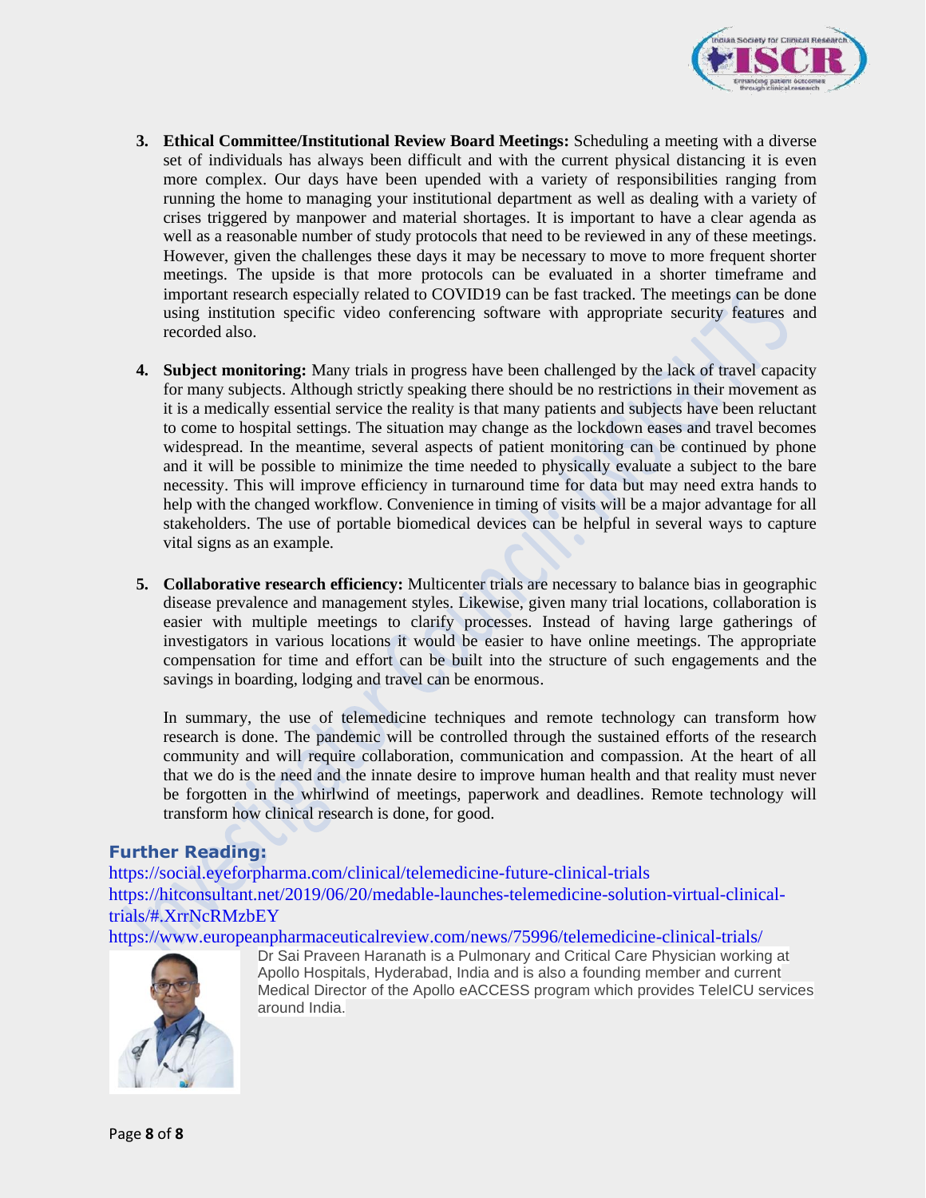3. **Ethical Committee/Institutional Review Board Meetings:** Scheduling a meeting with a diverse set of individuals has always been difficult and with the current physical distancing it is even more complex. Our days have been upended with a variety of responsibilities ranging from running the home to managing your institutional department as well as dealing with a variety of crises triggered by manpower and material shortages. It is important to have a clear agenda as well as a reasonable number of study protocols that need to be reviewed in any of these meetings. However, given the challenges these days it may be necessary to move to more frequent shorter meetings. The upside is that more protocols can be evaluated in a shorter timeframe and important research especially related to COVID19 can be fast tracked. The meetings can be done using institution specific video conferencing software with appropriate security features and recorded also.

4. **Subject monitoring:** Many trials in progress have been challenged by the lack of travel capacity for many subjects. Although strictly speaking there should be no restrictions in their movement as it is a medically essential service the reality is that many patients and subjects have been reluctant to come to hospital settings. The situation may change as the lockdown eases and travel becomes widespread. In the meantime, several aspects of patient monitoring can be continued by phone and it will be possible to minimize the time needed to physically evaluate a subject to the bare necessity. This will improve efficiency in turnaround time for data but may need extra hands to help with the changed workflow. Convenience in timing of visits will be a major advantage for all stakeholders. The use of portable biomedical devices can be helpful in several ways to capture vital signs as an example.

5. **Collaborative research efficiency:** Multicenter trials are necessary to balance bias in geographic disease prevalence and management styles. Likewise, given many trial locations, collaboration is easier with multiple meetings to clarify processes. Instead of having large gatherings of investigators in various locations it would be easier to have online meetings. The appropriate compensation for time and effort can be built into the structure of such engagements and the savings in boarding, lodging and travel can be enormous.

   In summary, the use of telemedicine techniques and remote technology can transform how research is done. The pandemic will be controlled through the sustained efforts of the research community and will require collaboration, communication and compassion. At the heart of all that we do is the need and the innate desire to improve human health and that reality must never be forgotten in the whirlwind of meetings, paperwork and deadlines. Remote technology will transform how clinical research is done, for good.

## Further Reading:

https://social.eyeforpharma.com/clinical/telemedicine-future-clinical-trials
https://hitconsultant.net/2019/06/20/medable-launches-telemedicine-solution-virtual-clinical-trials/#.XrrNcRMzbEY
https://www.europeanpharmaceuticalreview.com/news/75996/telemedicine-clinical-trials/

Dr Sai Praveen Haranath is a Pulmonary and Critical Care Physician working at Apollo Hospitals, Hyderabad, India and is also a founding member and current Medical Director of the Apollo eACCESS program which provides TeleICU services around India.